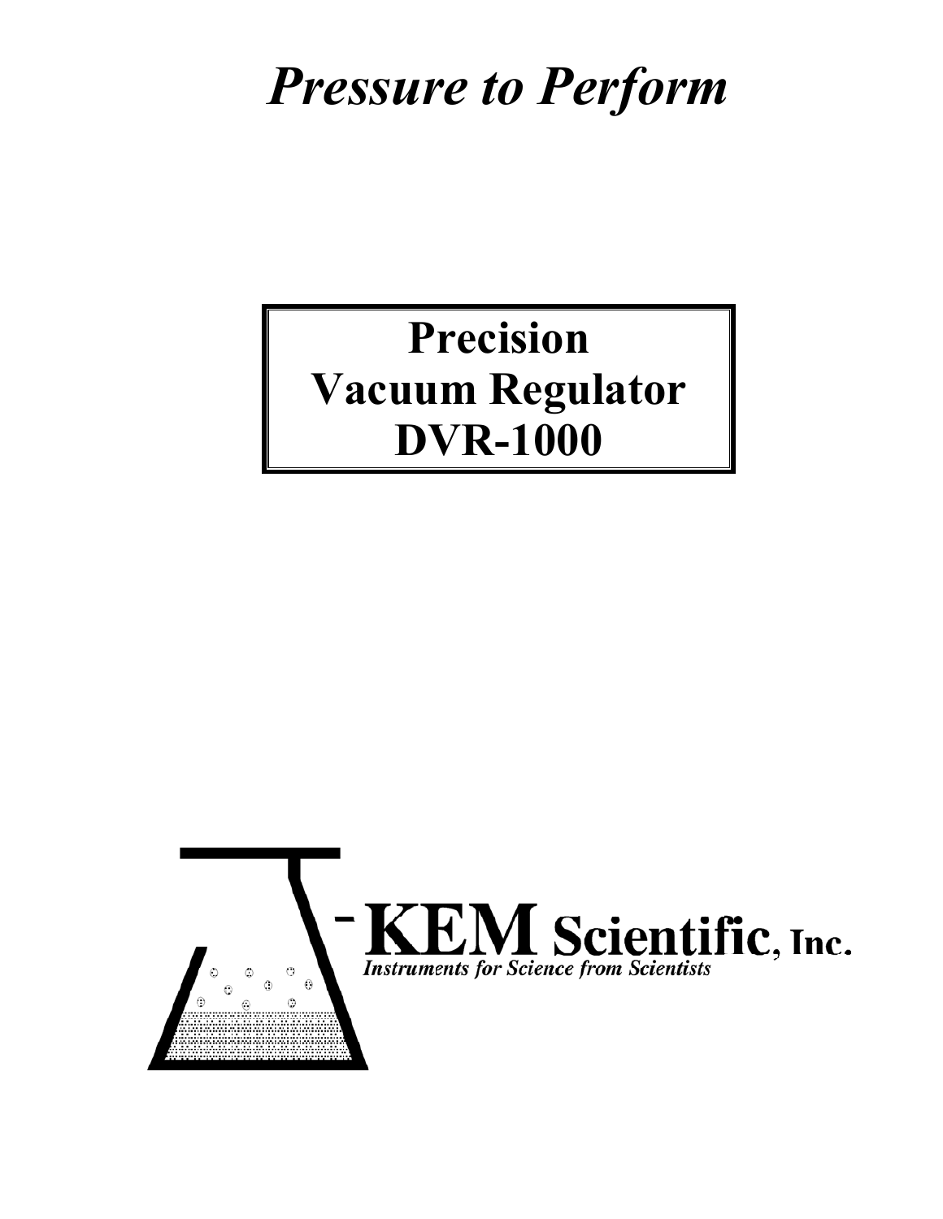# *Pressure to Perform*

## Precision Vacuum Regulator DVR-1000

KEM Scientific, Inc.

*Instruments for Science from Scientists*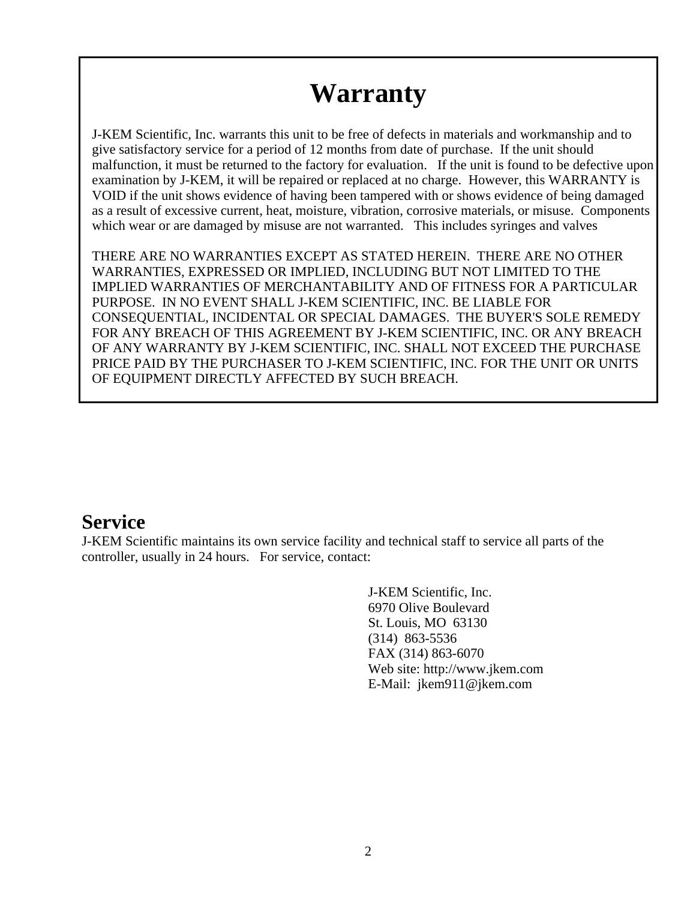# Warranty

J-KEM Scientific, Inc. warrants this unit to be free of defects in materials and workmanship and to give satisfactory service for a period of 12 months from date of purchase. If the unit should malfunction, it must be returned to the factory for evaluation. If the unit is found to be defective upon examination by J-KEM, it will be repaired or replaced at no charge. However, this WARRANTY is VOID if the unit shows evidence of having been tampered with or shows evidence of being damaged as a result of excessive current, heat, moisture, vibration, corrosive materials, or misuse. Components which wear or are damaged by misuse are not warranted. This includes syringes and valves

THERE ARE NO WARRANTIES EXCEPT AS STATED HEREIN. THERE ARE NO OTHER WARRANTIES, EXPRESSED OR IMPLIED, INCLUDING BUT NOT LIMITED TO THE IMPLIED WARRANTIES OF MERCHANTABILITY AND OF FITNESS FOR A PARTICULAR PURPOSE. IN NO EVENT SHALL J-KEM SCIENTIFIC, INC. BE LIABLE FOR CONSEQUENTIAL, INCIDENTAL OR SPECIAL DAMAGES. THE BUYER'S SOLE REMEDY FOR ANY BREACH OF THIS AGREEMENT BY J-KEM SCIENTIFIC, INC. OR ANY BREACH OF ANY WARRANTY BY J-KEM SCIENTIFIC, INC. SHALL NOT EXCEED THE PURCHASE PRICE PAID BY THE PURCHASER TO J-KEM SCIENTIFIC, INC. FOR THE UNIT OR UNITS OF EQUIPMENT DIRECTLY AFFECTED BY SUCH BREACH.

## Service

J-KEM Scientific maintains its own service facility and technical staff to service all parts of the controller, usually in 24 hours. For service, contact:

J-KEM Scientific, Inc.
6970 Olive Boulevard
St. Louis, MO 63130
(314) 863-5536
FAX (314) 863-6070
Web site: http://www.jkem.com
E-Mail: jkem911@jkem.com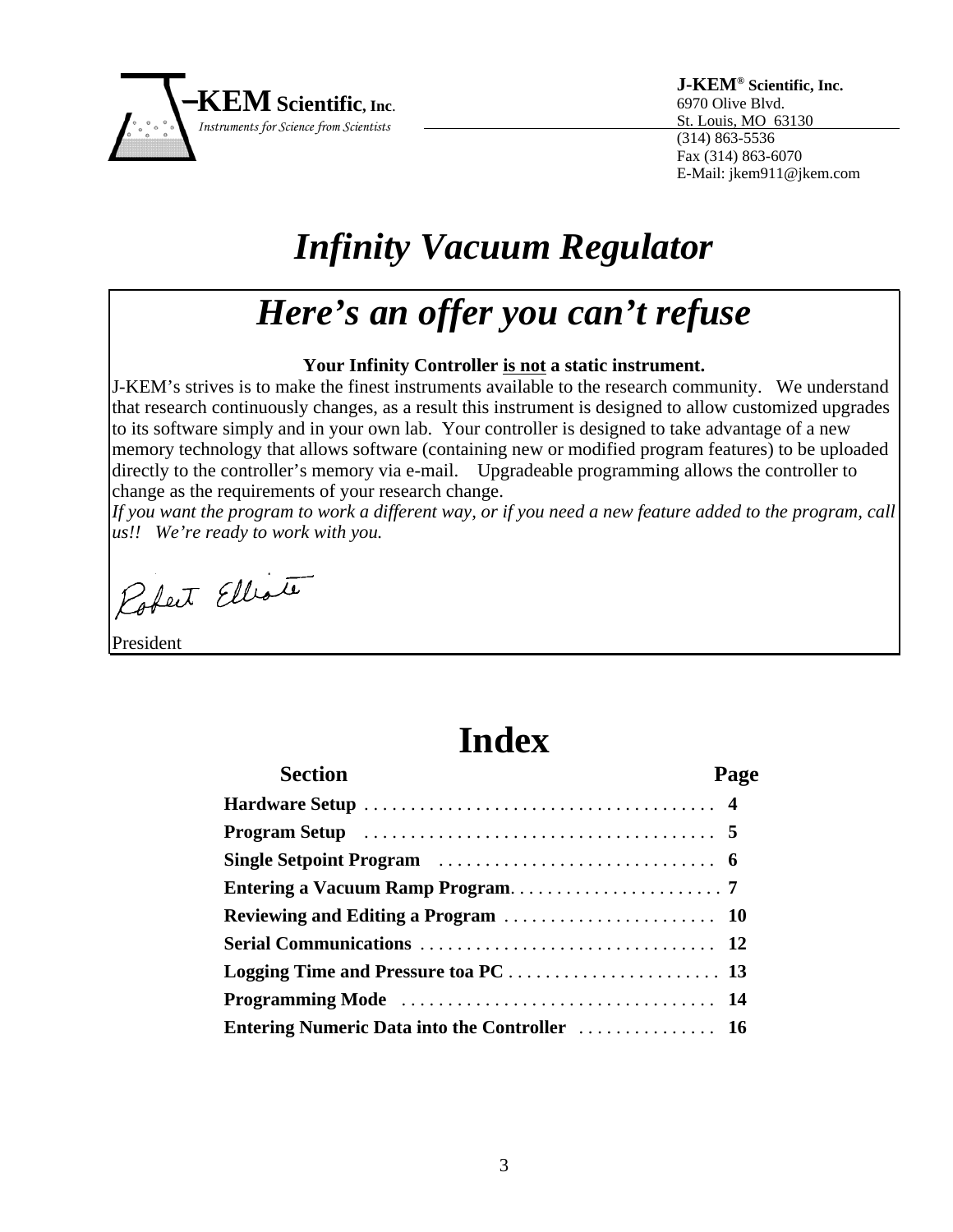J-KEM Scientific, Inc.
*Instruments for Science from Scientists*

**J-KEM® Scientific, Inc.**
6970 Olive Blvd.
St. Louis, MO 63130
(314) 863-5536
Fax (314) 863-6070
E-Mail: jkem911@jkem.com

# *Infinity Vacuum Regulator*

## *Here's an offer you can't refuse*

**Your Infinity Controller <u>is not</u> a static instrument.**

J-KEM's strives is to make the finest instruments available to the research community. We understand that research continuously changes, as a result this instrument is designed to allow customized upgrades to its software simply and in your own lab. Your controller is designed to take advantage of a new memory technology that allows software (containing new or modified program features) to be uploaded directly to the controller's memory via e-mail. Upgradeable programming allows the controller to change as the requirements of your research change.

*If you want the program to work a different way, or if you need a new feature added to the program, call us!! We're ready to work with you.*

Robert Elliott

President

# Index

| Section | Page |
|---|---|
| **Hardware Setup** | **4** |
| **Program Setup** | **5** |
| **Single Setpoint Program** | **6** |
| **Entering a Vacuum Ramp Program** | **7** |
| **Reviewing and Editing a Program** | **10** |
| **Serial Communications** | **12** |
| **Logging Time and Pressure toa PC** | **13** |
| **Programming Mode** | **14** |
| **Entering Numeric Data into the Controller** | **16** |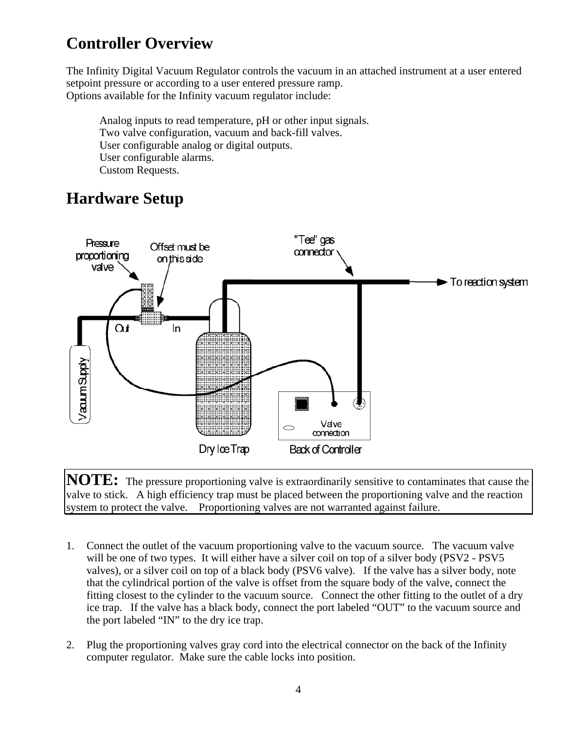# Controller Overview

The Infinity Digital Vacuum Regulator controls the vacuum in an attached instrument at a user entered setpoint pressure or according to a user entered pressure ramp.
Options available for the Infinity vacuum regulator include:

Analog inputs to read temperature, pH or other input signals.
Two valve configuration, vacuum and back-fill valves.
User configurable analog or digital outputs.
User configurable alarms.
Custom Requests.

# Hardware Setup

Pressure proportioning valve
Offset must be on this side
"Tee" gas connector
To reaction system
Out
In
Vacuum Supply
Valve connection
Dry Ice Trap
Back of Controller

**NOTE:** The pressure proportioning valve is extraordinarily sensitive to contaminates that cause the valve to stick. A high efficiency trap must be placed between the proportioning valve and the reaction system to protect the valve. Proportioning valves are not warranted against failure.

1. Connect the outlet of the vacuum proportioning valve to the vacuum source. The vacuum valve will be one of two types. It will either have a silver coil on top of a silver body (PSV2 - PSV5 valves), or a silver coil on top of a black body (PSV6 valve). If the valve has a silver body, note that the cylindrical portion of the valve is offset from the square body of the valve, connect the fitting closest to the cylinder to the vacuum source. Connect the other fitting to the outlet of a dry ice trap. If the valve has a black body, connect the port labeled “OUT” to the vacuum source and the port labeled “IN” to the dry ice trap.

2. Plug the proportioning valves gray cord into the electrical connector on the back of the Infinity computer regulator. Make sure the cable locks into position.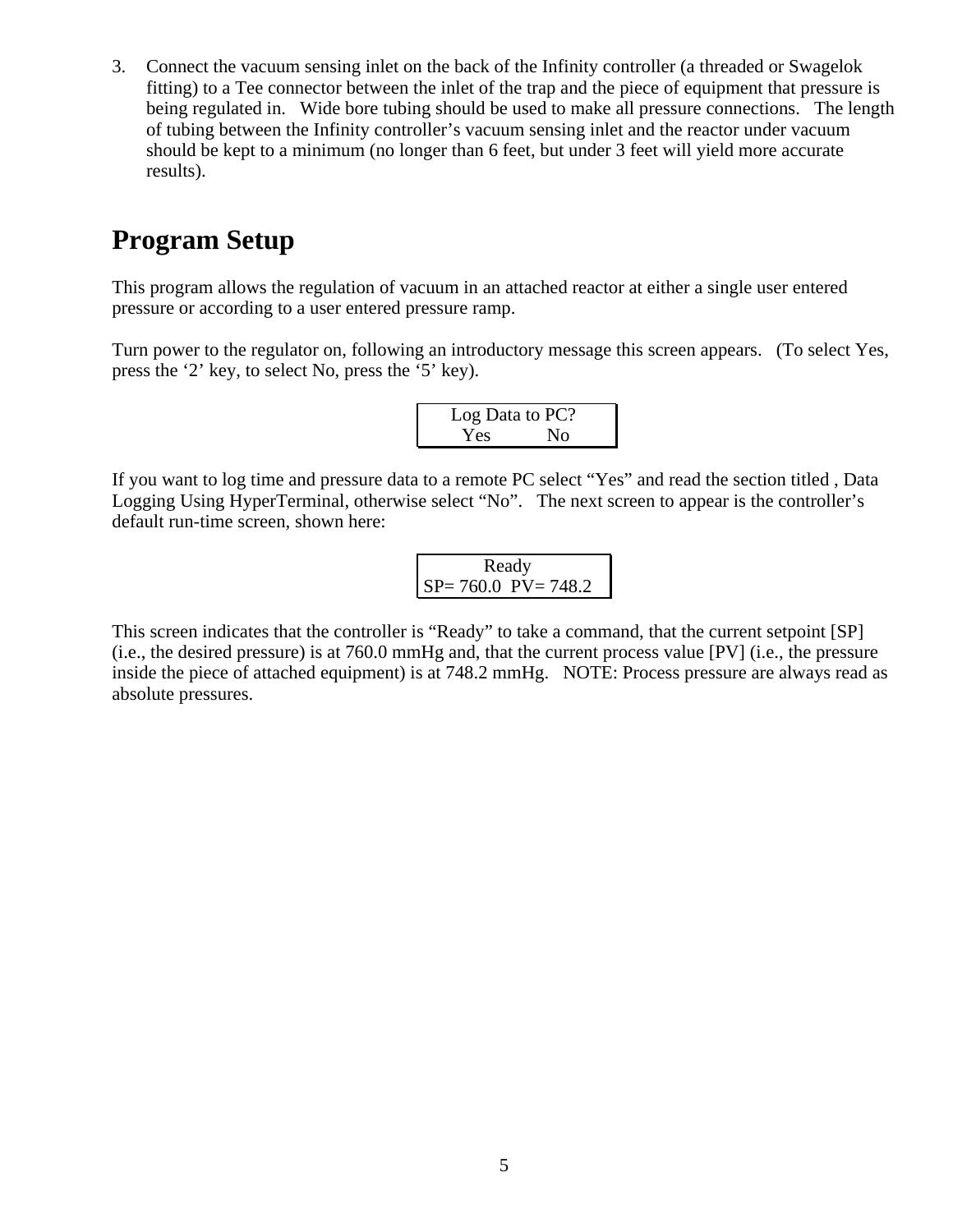3. Connect the vacuum sensing inlet on the back of the Infinity controller (a threaded or Swagelok fitting) to a Tee connector between the inlet of the trap and the piece of equipment that pressure is being regulated in. Wide bore tubing should be used to make all pressure connections. The length of tubing between the Infinity controller's vacuum sensing inlet and the reactor under vacuum should be kept to a minimum (no longer than 6 feet, but under 3 feet will yield more accurate results).

# Program Setup

This program allows the regulation of vacuum in an attached reactor at either a single user entered pressure or according to a user entered pressure ramp.

Turn power to the regulator on, following an introductory message this screen appears. (To select Yes, press the '2' key, to select No, press the '5' key).

```
Log Data to PC?
 Yes        No
```

If you want to log time and pressure data to a remote PC select "Yes" and read the section titled , Data Logging Using HyperTerminal, otherwise select "No". The next screen to appear is the controller's default run-time screen, shown here:

```
        Ready
SP= 760.0  PV= 748.2
```

This screen indicates that the controller is "Ready" to take a command, that the current setpoint [SP] (i.e., the desired pressure) is at 760.0 mmHg and, that the current process value [PV] (i.e., the pressure inside the piece of attached equipment) is at 748.2 mmHg. NOTE: Process pressure are always read as absolute pressures.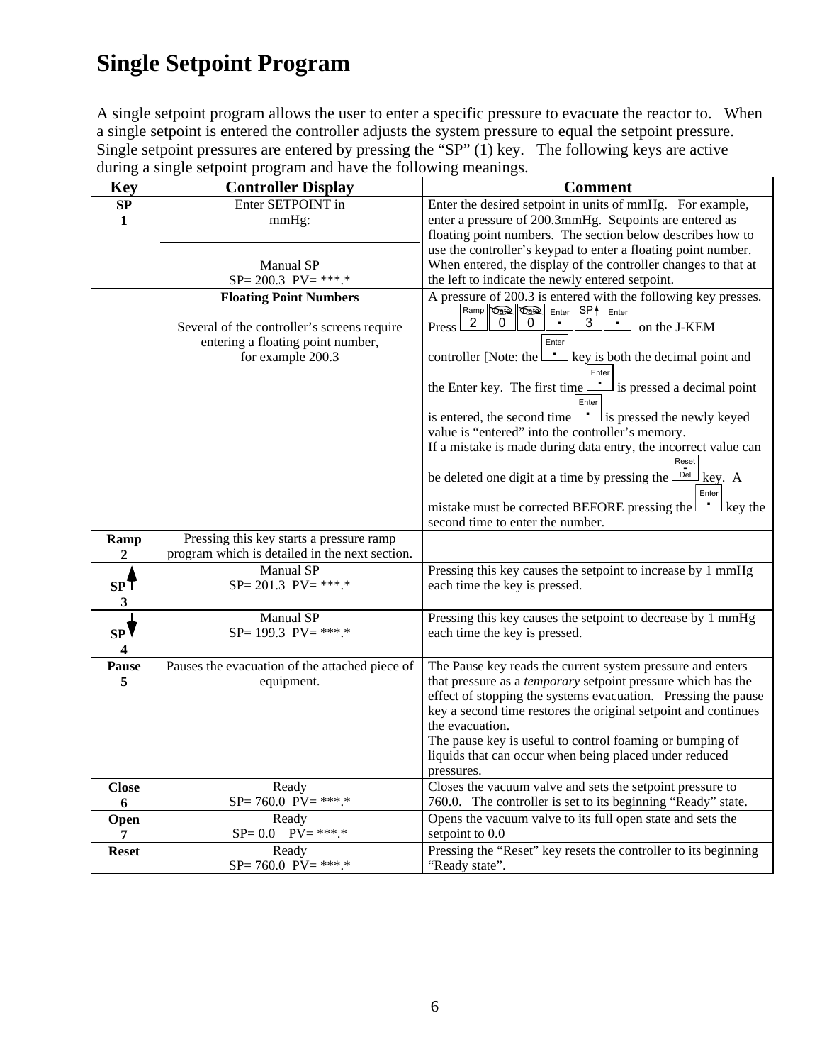# Single Setpoint Program

A single setpoint program allows the user to enter a specific pressure to evacuate the reactor to. When a single setpoint is entered the controller adjusts the system pressure to equal the setpoint pressure. Single setpoint pressures are entered by pressing the "SP" (1) key. The following keys are active during a single setpoint program and have the following meanings.

| Key | Controller Display | Comment |
|---|---|---|
| **SP**<br>**1** | Enter SETPOINT in mmHg:<br><br>Manual SP<br>SP= 200.3 PV= \*\*\*.\* | Enter the desired setpoint in units of mmHg. For example, enter a pressure of 200.3mmHg. Setpoints are entered as floating point numbers. The section below describes how to use the controller's keypad to enter a floating point number. When entered, the display of the controller changes to that at the left to indicate the newly entered setpoint. |
| | **Floating Point Numbers**<br><br>Several of the controller's screens require entering a floating point number, for example 200.3 | A pressure of 200.3 is entered with the following key presses. Press [Ramp 2] [Data 0] [Data 0] [Enter .] [SP↑ 3] [Enter .] on the J-KEM controller [Note: the [Enter .] key is both the decimal point and the Enter key. The first time [Enter .] is pressed a decimal point is entered, the second time [Enter .] is pressed the newly keyed value is "entered" into the controller's memory.<br>If a mistake is made during data entry, the incorrect value can be deleted one digit at a time by pressing the [Reset - Del] key. A mistake must be corrected BEFORE pressing the [Enter .] key the second time to enter the number. |
| **Ramp**<br>**2** | Pressing this key starts a pressure ramp program which is detailed in the next section. | |
| **SP↑**<br>**3** | Manual SP<br>SP= 201.3 PV= \*\*\*.\* | Pressing this key causes the setpoint to increase by 1 mmHg each time the key is pressed. |
| **SP↓**<br>**4** | Manual SP<br>SP= 199.3 PV= \*\*\*.\* | Pressing this key causes the setpoint to decrease by 1 mmHg each time the key is pressed. |
| **Pause**<br>**5** | Pauses the evacuation of the attached piece of equipment. | The Pause key reads the current system pressure and enters that pressure as a *temporary* setpoint pressure which has the effect of stopping the systems evacuation. Pressing the pause key a second time restores the original setpoint and continues the evacuation.<br>The pause key is useful to control foaming or bumping of liquids that can occur when being placed under reduced pressures. |
| **Close**<br>**6** | Ready<br>SP= 760.0 PV= \*\*\*.\* | Closes the vacuum valve and sets the setpoint pressure to 760.0. The controller is set to its beginning "Ready" state. |
| **Open**<br>**7** | Ready<br>SP= 0.0 PV= \*\*\*.\* | Opens the vacuum valve to its full open state and sets the setpoint to 0.0 |
| **Reset** | Ready<br>SP= 760.0 PV= \*\*\*.\* | Pressing the "Reset" key resets the controller to its beginning "Ready state". |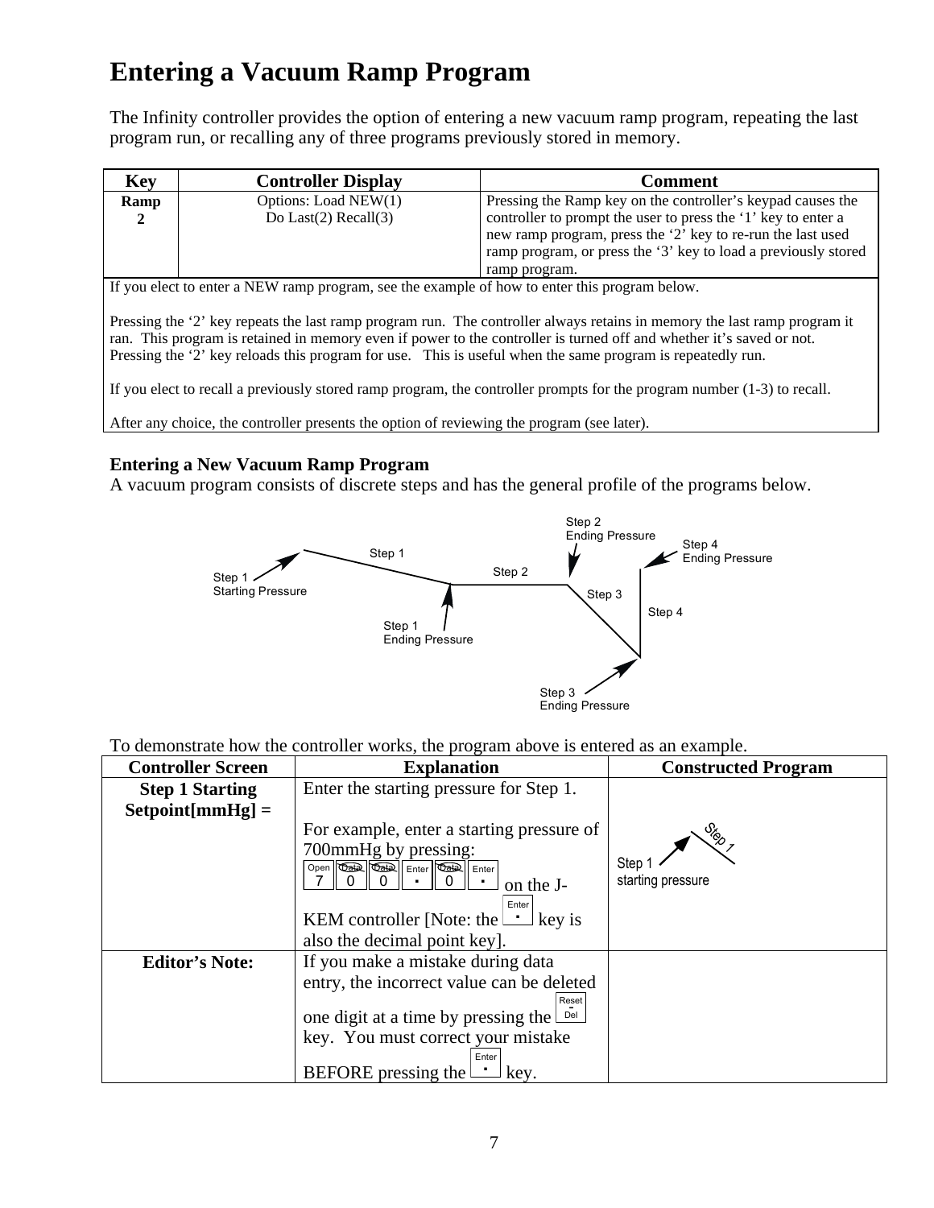# Entering a Vacuum Ramp Program

The Infinity controller provides the option of entering a new vacuum ramp program, repeating the last program run, or recalling any of three programs previously stored in memory.

| Key | Controller Display | Comment |
|---|---|---|
| **Ramp 2** | Options: Load NEW(1) Do Last(2) Recall(3) | Pressing the Ramp key on the controller's keypad causes the controller to prompt the user to press the '1' key to enter a new ramp program, press the '2' key to re-run the last used ramp program, or press the '3' key to load a previously stored ramp program. |

If you elect to enter a NEW ramp program, see the example of how to enter this program below.

Pressing the '2' key repeats the last ramp program run. The controller always retains in memory the last ramp program it ran. This program is retained in memory even if power to the controller is turned off and whether it's saved or not. Pressing the '2' key reloads this program for use. This is useful when the same program is repeatedly run.

If you elect to recall a previously stored ramp program, the controller prompts for the program number (1-3) to recall.

After any choice, the controller presents the option of reviewing the program (see later).

### Entering a New Vacuum Ramp Program

A vacuum program consists of discrete steps and has the general profile of the programs below.

Step 1 Starting Pressure · Step 1 · Step 1 Ending Pressure · Step 2 · Step 2 Ending Pressure · Step 3 · Step 3 Ending Pressure · Step 4 · Step 4 Ending Pressure

To demonstrate how the controller works, the program above is entered as an example.

| Controller Screen | Explanation | Constructed Program |
|---|---|---|
| **Step 1 Starting Setpoint[mmHg] =** | Enter the starting pressure for Step 1.<br><br>For example, enter a starting pressure of 700mmHg by pressing: [7] [0] [0] [Enter .] [0] [Enter .] on the J-KEM controller [Note: the [Enter .] key is also the decimal point key]. | Step 1 starting pressure; Step 1 |
| **Editor's Note:** | If you make a mistake during data entry, the incorrect value can be deleted one digit at a time by pressing the [Reset - Del] key. You must correct your mistake BEFORE pressing the [Enter .] key. | |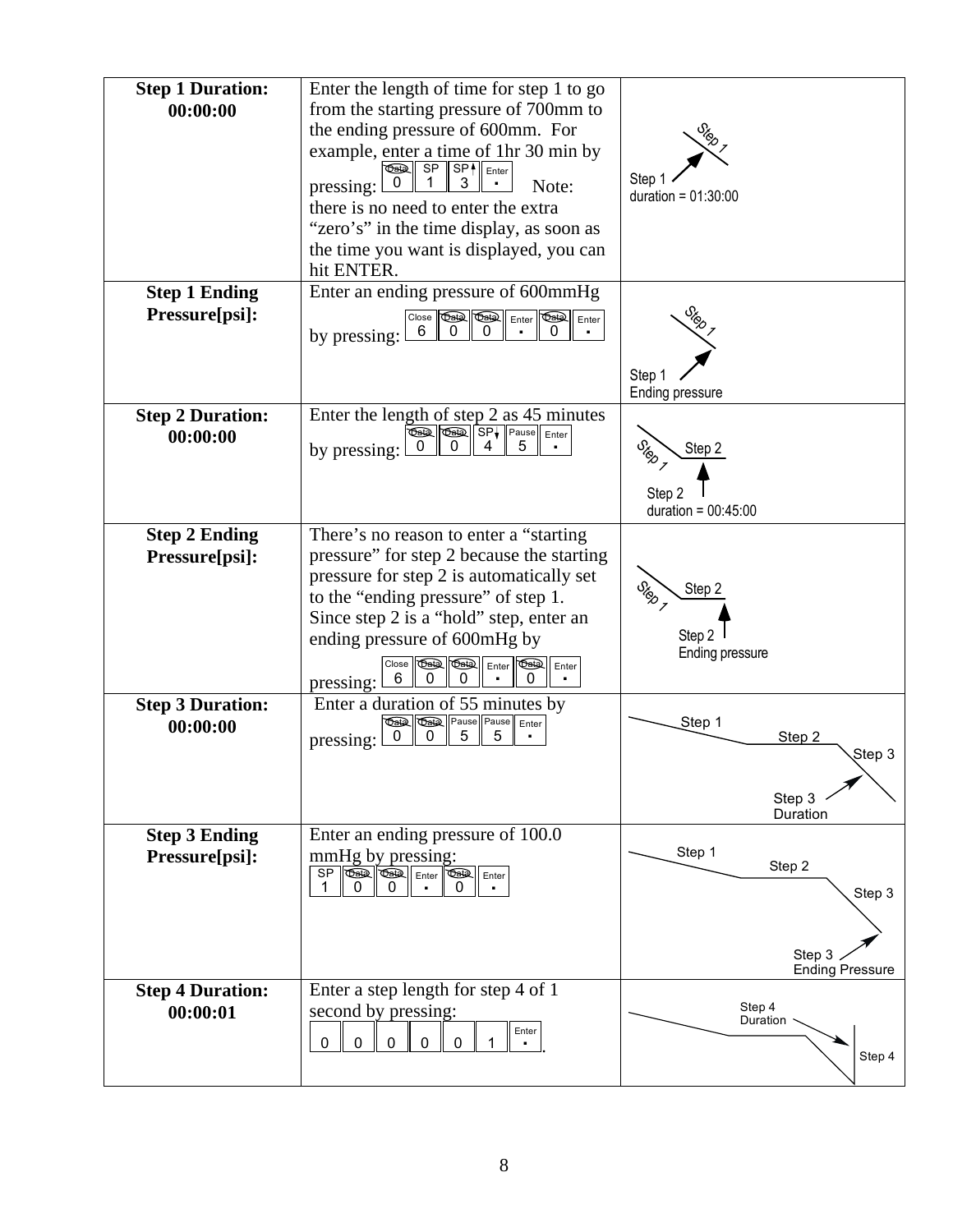| | | |
|---|---|---|
| **Step 1 Duration: 00:00:00** | Enter the length of time for step 1 to go from the starting pressure of 700mm to the ending pressure of 600mm. For example, enter a time of 1hr 30 min by pressing: 0 1 3 Enter. Note: there is no need to enter the extra "zero's" in the time display, as soon as the time you want is displayed, you can hit ENTER. | Step 1; Step 1 duration = 01:30:00 |
| **Step 1 Ending Pressure[psi]:** | Enter an ending pressure of 600mmHg by pressing: 6 0 0 Enter 0 Enter | Step 1; Step 1 Ending pressure |
| **Step 2 Duration: 00:00:00** | Enter the length of step 2 as 45 minutes by pressing: 0 0 4 5 Enter | Step 1; Step 2; Step 2 duration = 00:45:00 |
| **Step 2 Ending Pressure[psi]:** | There's no reason to enter a "starting pressure" for step 2 because the starting pressure for step 2 is automatically set to the "ending pressure" of step 1. Since step 2 is a "hold" step, enter an ending pressure of 600mHg by pressing: 6 0 0 Enter 0 Enter | Step 1; Step 2; Step 2 Ending pressure |
| **Step 3 Duration: 00:00:00** | Enter a duration of 55 minutes by pressing: 0 0 5 5 Enter | Step 1; Step 2; Step 3; Step 3 Duration |
| **Step 3 Ending Pressure[psi]:** | Enter an ending pressure of 100.0 mmHg by pressing: 1 0 0 Enter 0 Enter | Step 1; Step 2; Step 3; Step 3 Ending Pressure |
| **Step 4 Duration: 00:00:01** | Enter a step length for step 4 of 1 second by pressing: 0 0 0 0 0 1 Enter. | Step 4 Duration; Step 4 |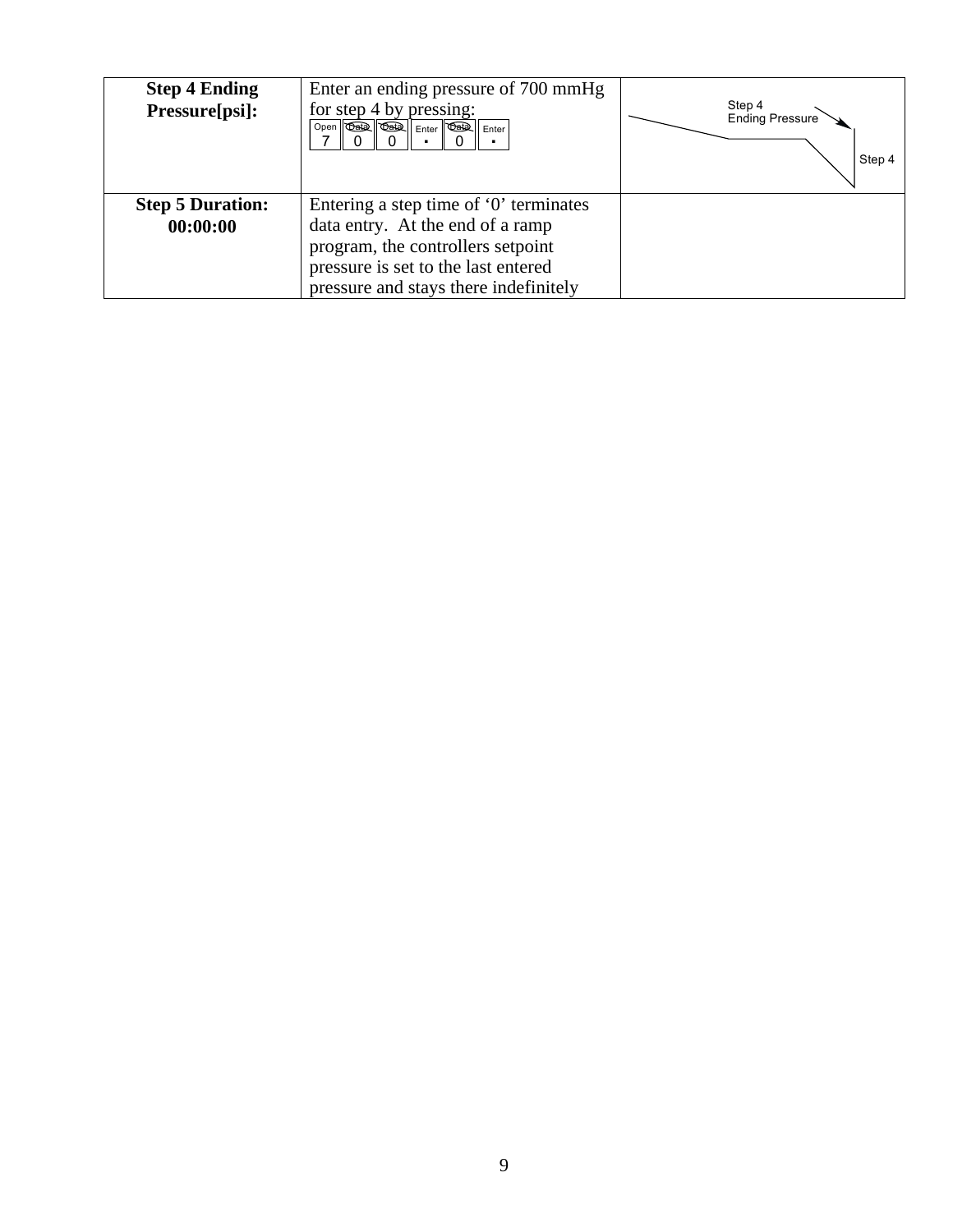| **Step 4 Ending Pressure[psi]:** | Enter an ending pressure of 700 mmHg for step 4 by pressing: Open 7, Data 0, Data 0, Enter ▪, Data 0, Enter ▪ | Step 4 Ending Pressure; Step 4 |
|---|---|---|
| **Step 5 Duration: 00:00:00** | Entering a step time of '0' terminates data entry. At the end of a ramp program, the controllers setpoint pressure is set to the last entered pressure and stays there indefinitely | |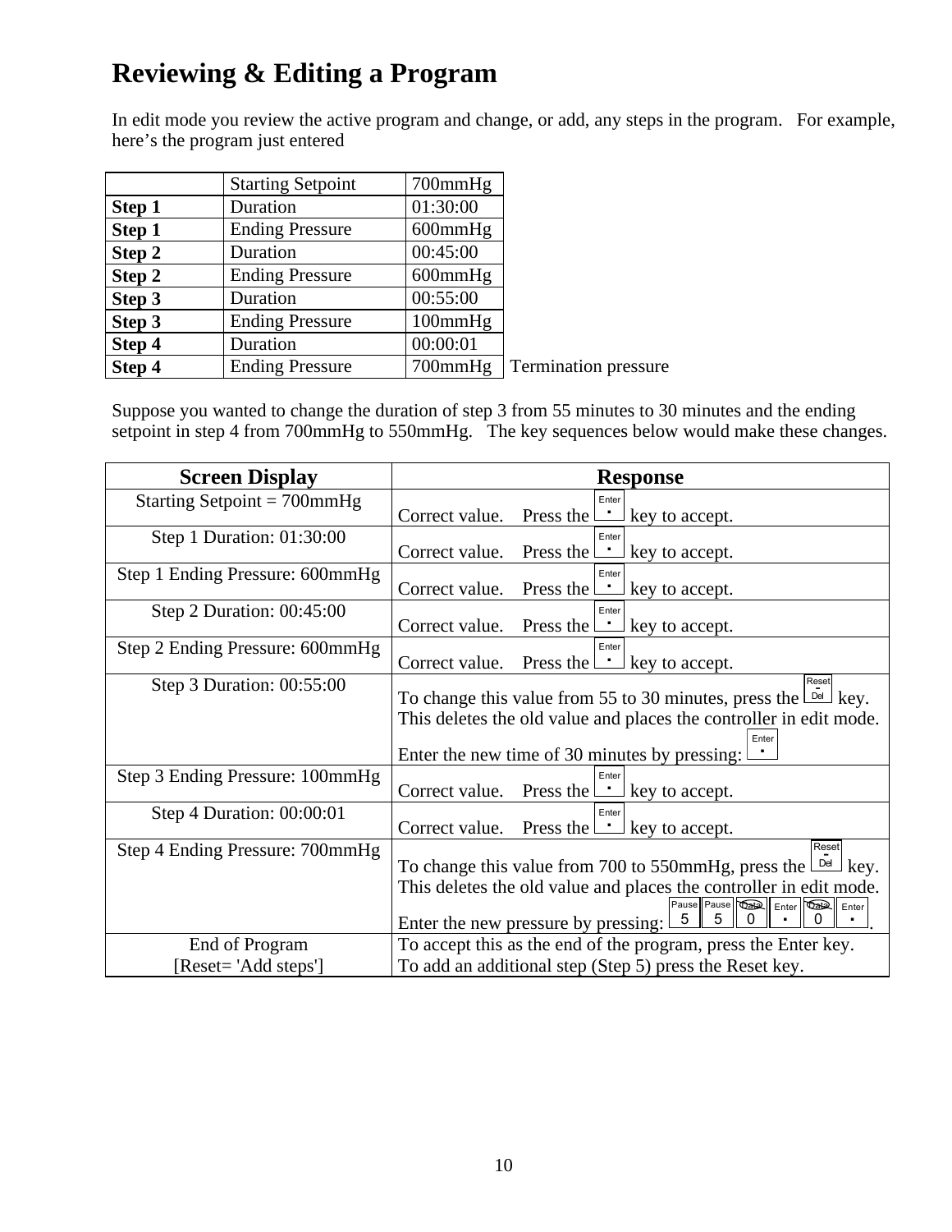# Reviewing & Editing a Program

In edit mode you review the active program and change, or add, any steps in the program. For example, here's the program just entered

| | Starting Setpoint | 700mmHg | |
|---|---|---|---|
| **Step 1** | Duration | 01:30:00 | |
| **Step 1** | Ending Pressure | 600mmHg | |
| **Step 2** | Duration | 00:45:00 | |
| **Step 2** | Ending Pressure | 600mmHg | |
| **Step 3** | Duration | 00:55:00 | |
| **Step 3** | Ending Pressure | 100mmHg | |
| **Step 4** | Duration | 00:00:01 | |
| **Step 4** | Ending Pressure | 700mmHg | Termination pressure |

Suppose you wanted to change the duration of step 3 from 55 minutes to 30 minutes and the ending setpoint in step 4 from 700mmHg to 550mmHg. The key sequences below would make these changes.

| Screen Display | Response |
|---|---|
| Starting Setpoint = 700mmHg | Correct value. Press the [Enter ·] key to accept. |
| Step 1 Duration: 01:30:00 | Correct value. Press the [Enter ·] key to accept. |
| Step 1 Ending Pressure: 600mmHg | Correct value. Press the [Enter ·] key to accept. |
| Step 2 Duration: 00:45:00 | Correct value. Press the [Enter ·] key to accept. |
| Step 2 Ending Pressure: 600mmHg | Correct value. Press the [Enter ·] key to accept. |
| Step 3 Duration: 00:55:00 | To change this value from 55 to 30 minutes, press the [Reset - Del] key. This deletes the old value and places the controller in edit mode. Enter the new time of 30 minutes by pressing: [Enter ·] |
| Step 3 Ending Pressure: 100mmHg | Correct value. Press the [Enter ·] key to accept. |
| Step 4 Duration: 00:00:01 | Correct value. Press the [Enter ·] key to accept. |
| Step 4 Ending Pressure: 700mmHg | To change this value from 700 to 550mmHg, press the [Reset - Del] key. This deletes the old value and places the controller in edit mode. Enter the new pressure by pressing: [Pause 5] [Pause 5] [Cal 0] [Enter ·] [Cal 0] [Enter ·]. |
| End of Program [Reset= 'Add steps'] | To accept this as the end of the program, press the Enter key. To add an additional step (Step 5) press the Reset key. |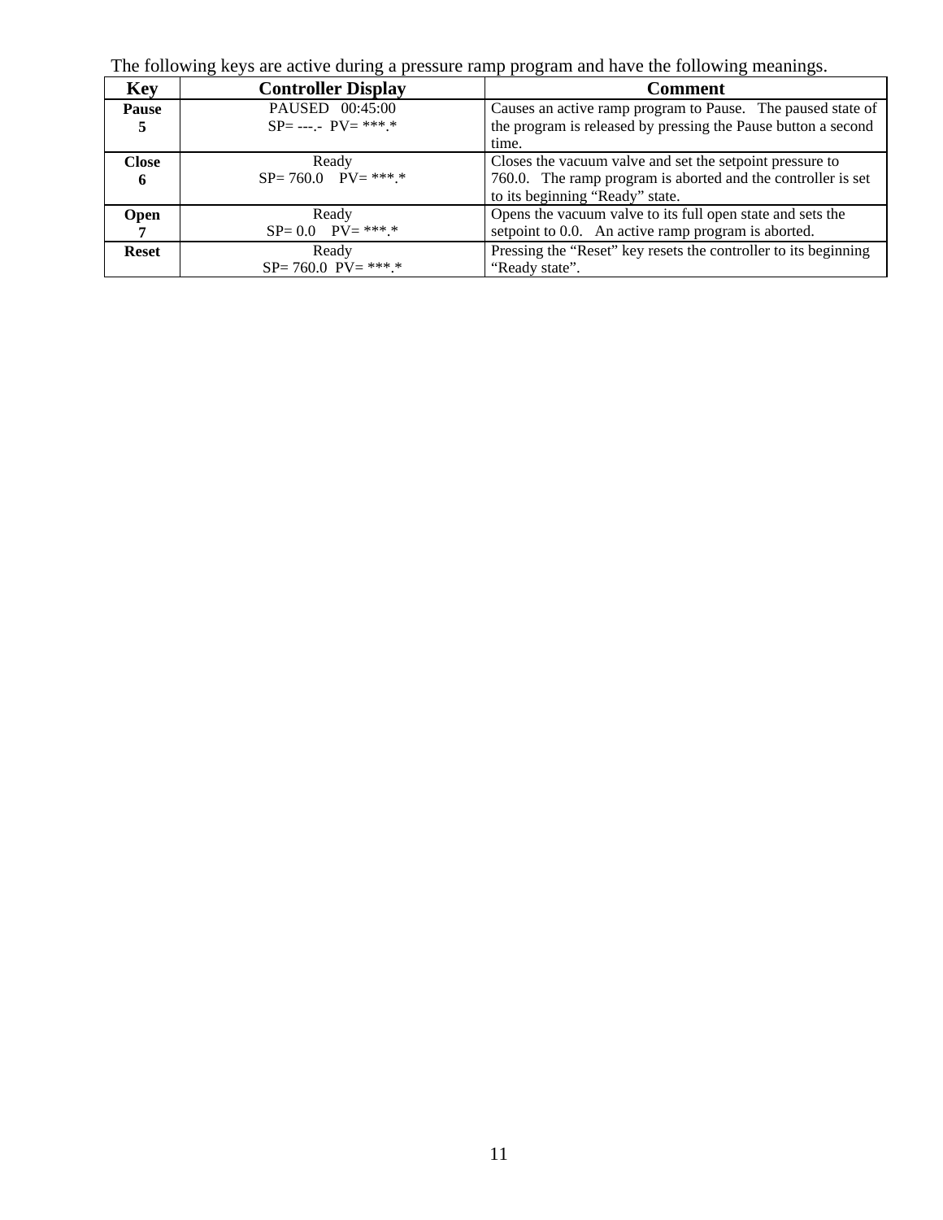The following keys are active during a pressure ramp program and have the following meanings.

| Key | Controller Display | Comment |
|---|---|---|
| **Pause 5** | PAUSED 00:45:00<br>SP= ---.- PV= ***.* | Causes an active ramp program to Pause. The paused state of the program is released by pressing the Pause button a second time. |
| **Close 6** | Ready<br>SP= 760.0 PV= ***.* | Closes the vacuum valve and set the setpoint pressure to 760.0. The ramp program is aborted and the controller is set to its beginning "Ready" state. |
| **Open 7** | Ready<br>SP= 0.0 PV= ***.* | Opens the vacuum valve to its full open state and sets the setpoint to 0.0. An active ramp program is aborted. |
| **Reset** | Ready<br>SP= 760.0 PV= ***.* | Pressing the "Reset" key resets the controller to its beginning "Ready state". |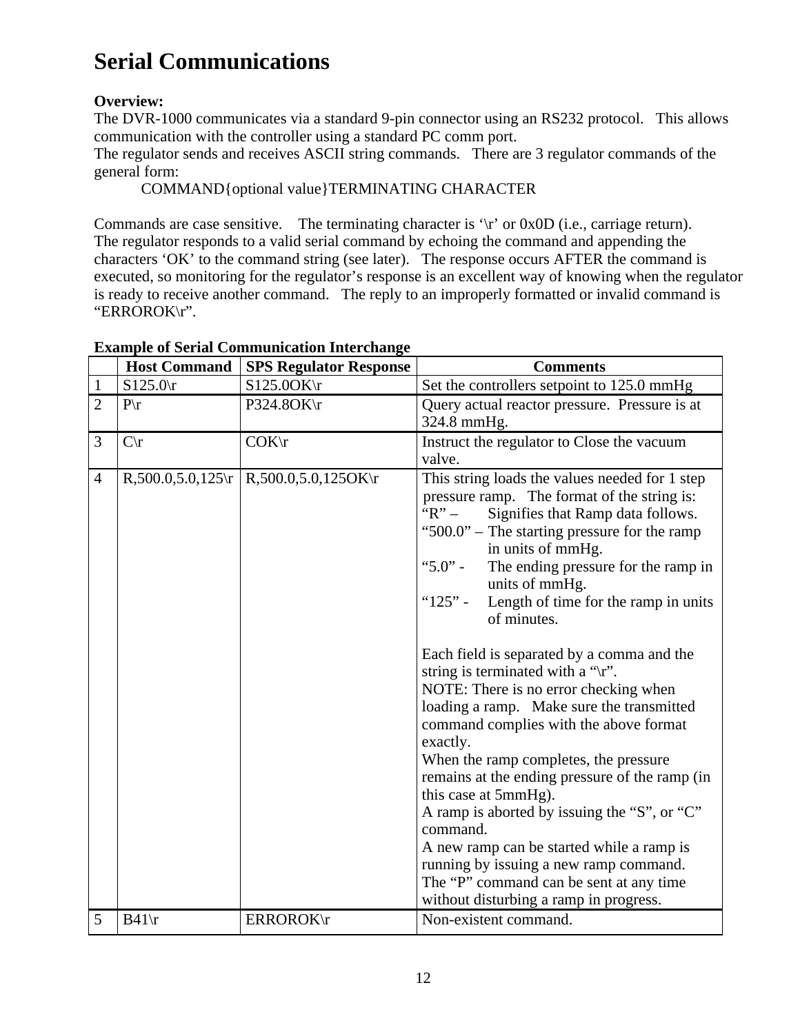# Serial Communications

**Overview:**
The DVR-1000 communicates via a standard 9-pin connector using an RS232 protocol.   This allows communication with the controller using a standard PC comm port.
The regulator sends and receives ASCII string commands.   There are 3 regulator commands of the general form:

COMMAND{optional value}TERMINATING CHARACTER

Commands are case sensitive.    The terminating character is '\r' or 0x0D (i.e., carriage return).
The regulator responds to a valid serial command by echoing the command and appending the characters 'OK' to the command string (see later).   The response occurs AFTER the command is executed, so monitoring for the regulator's response is an excellent way of knowing when the regulator is ready to receive another command.   The reply to an improperly formatted or invalid command is "ERROROK\r".

**Example of Serial Communication Interchange**

| | Host Command | SPS Regulator Response | Comments |
|---|---|---|---|
| 1 | S125.0\r | S125.0OK\r | Set the controllers setpoint to 125.0 mmHg |
| 2 | P\r | P324.8OK\r | Query actual reactor pressure.  Pressure is at 324.8 mmHg. |
| 3 | C\r | COK\r | Instruct the regulator to Close the vacuum valve. |
| 4 | R,500.0,5.0,125\r | R,500.0,5.0,125OK\r | This string loads the values needed for 1 step pressure ramp.   The format of the string is:<br>"R" – Signifies that Ramp data follows.<br>"500.0" – The starting pressure for the ramp in units of mmHg.<br>"5.0" - The ending pressure for the ramp in units of mmHg.<br>"125" - Length of time for the ramp in units of minutes.<br><br>Each field is separated by a comma and the string is terminated with a "\r".<br>NOTE: There is no error checking when loading a ramp.   Make sure the transmitted command complies with the above format exactly.<br>When the ramp completes, the pressure remains at the ending pressure of the ramp (in this case at 5mmHg).<br>A ramp is aborted by issuing the "S", or "C" command.<br>A new ramp can be started while a ramp is running by issuing a new ramp command.<br>The "P" command can be sent at any time without disturbing a ramp in progress. |
| 5 | B41\r | ERROROK\r | Non-existent command. |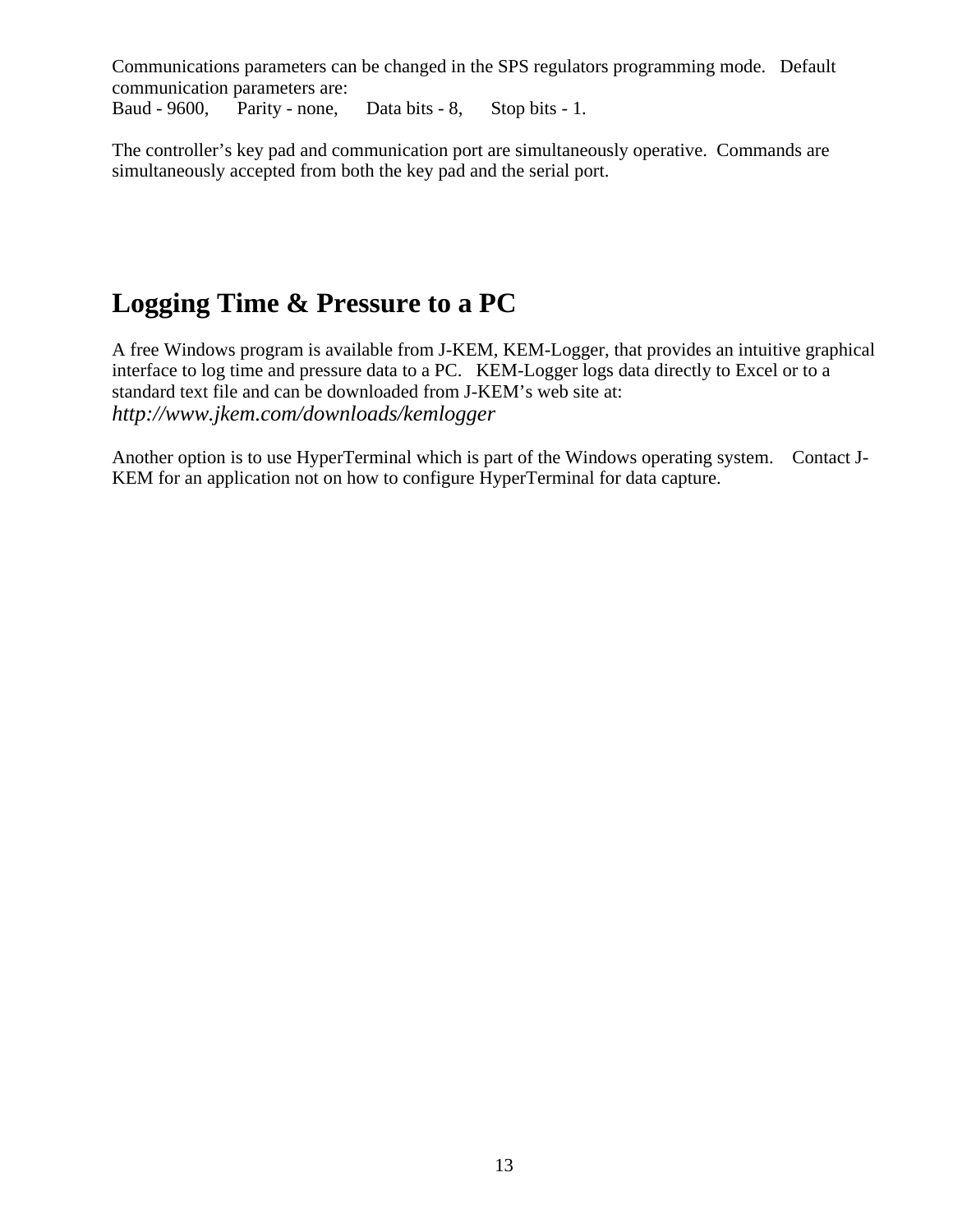Communications parameters can be changed in the SPS regulators programming mode. Default communication parameters are:
Baud - 9600, Parity - none, Data bits - 8, Stop bits - 1.

The controller's key pad and communication port are simultaneously operative. Commands are simultaneously accepted from both the key pad and the serial port.

# Logging Time & Pressure to a PC

A free Windows program is available from J-KEM, KEM-Logger, that provides an intuitive graphical interface to log time and pressure data to a PC. KEM-Logger logs data directly to Excel or to a standard text file and can be downloaded from J-KEM's web site at:
*http://www.jkem.com/downloads/kemlogger*

Another option is to use HyperTerminal which is part of the Windows operating system. Contact J-KEM for an application not on how to configure HyperTerminal for data capture.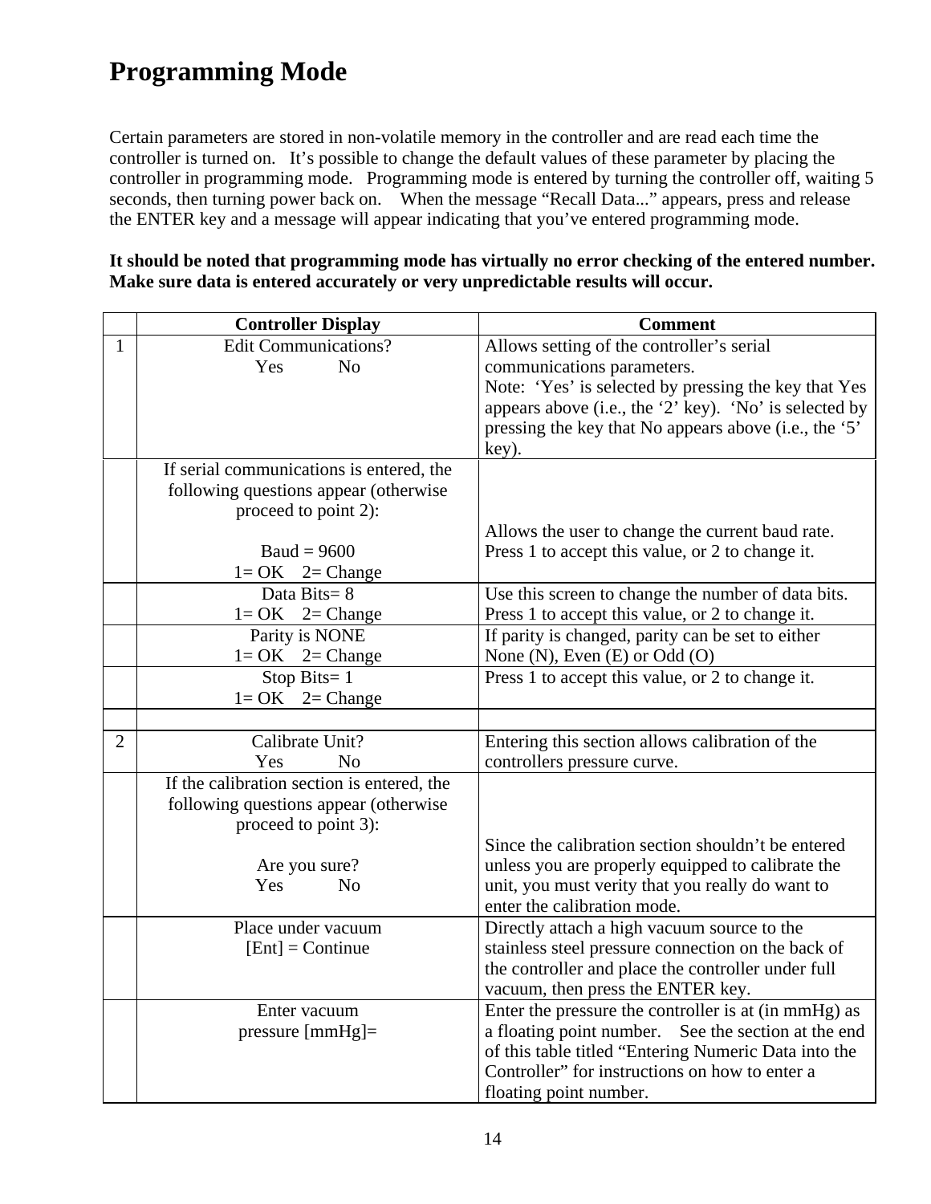# Programming Mode

Certain parameters are stored in non-volatile memory in the controller and are read each time the controller is turned on. It's possible to change the default values of these parameter by placing the controller in programming mode. Programming mode is entered by turning the controller off, waiting 5 seconds, then turning power back on. When the message "Recall Data..." appears, press and release the ENTER key and a message will appear indicating that you've entered programming mode.

**It should be noted that programming mode has virtually no error checking of the entered number. Make sure data is entered accurately or very unpredictable results will occur.**

| | Controller Display | Comment |
|---|---|---|
| 1 | Edit Communications?<br>Yes No | Allows setting of the controller's serial communications parameters.<br>Note: 'Yes' is selected by pressing the key that Yes appears above (i.e., the '2' key). 'No' is selected by pressing the key that No appears above (i.e., the '5' key). |
| | If serial communications is entered, the following questions appear (otherwise proceed to point 2):<br><br>Baud = 9600<br>1= OK 2= Change | Allows the user to change the current baud rate. Press 1 to accept this value, or 2 to change it. |
| | Data Bits= 8<br>1= OK 2= Change | Use this screen to change the number of data bits. Press 1 to accept this value, or 2 to change it. |
| | Parity is NONE<br>1= OK 2= Change | If parity is changed, parity can be set to either None (N), Even (E) or Odd (O) |
| | Stop Bits= 1<br>1= OK 2= Change | Press 1 to accept this value, or 2 to change it. |
| | | |
| 2 | Calibrate Unit?<br>Yes No | Entering this section allows calibration of the controllers pressure curve. |
| | If the calibration section is entered, the following questions appear (otherwise proceed to point 3):<br><br>Are you sure?<br>Yes No | Since the calibration section shouldn't be entered unless you are properly equipped to calibrate the unit, you must verity that you really do want to enter the calibration mode. |
| | Place under vacuum<br>[Ent] = Continue | Directly attach a high vacuum source to the stainless steel pressure connection on the back of the controller and place the controller under full vacuum, then press the ENTER key. |
| | Enter vacuum<br>pressure [mmHg]= | Enter the pressure the controller is at (in mmHg) as a floating point number. See the section at the end of this table titled "Entering Numeric Data into the Controller" for instructions on how to enter a floating point number. |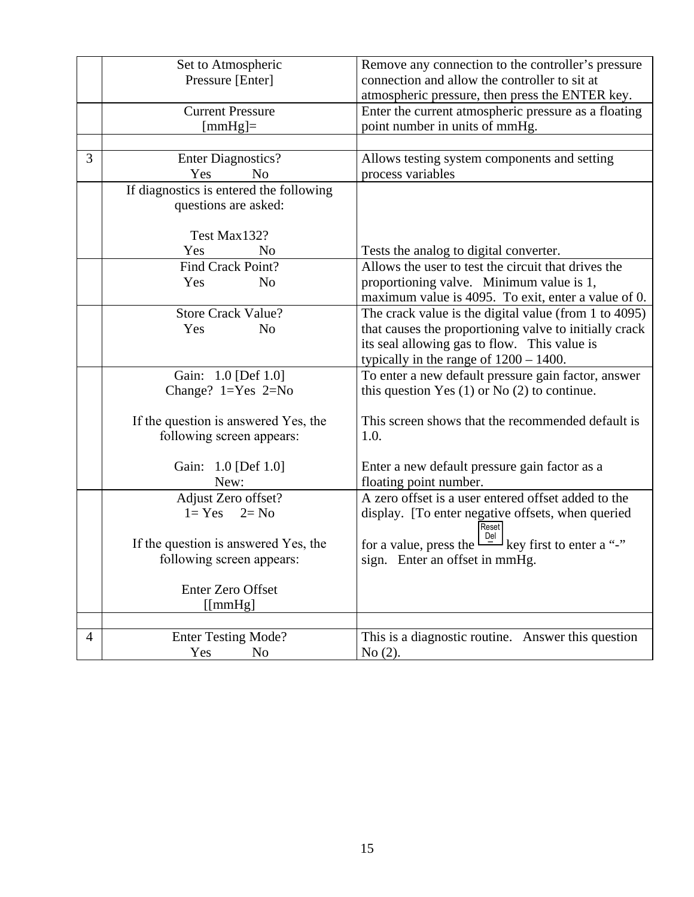| | | |
|---|---|---|
| | Set to Atmospheric Pressure [Enter] | Remove any connection to the controller's pressure connection and allow the controller to sit at atmospheric pressure, then press the ENTER key. |
| | Current Pressure [mmHg]= | Enter the current atmospheric pressure as a floating point number in units of mmHg. |
| | | |
| 3 | Enter Diagnostics?<br>Yes No | Allows testing system components and setting process variables |
| | If diagnostics is entered the following questions are asked:<br><br>Test Max132?<br>Yes No | Tests the analog to digital converter. |
| | Find Crack Point?<br>Yes No | Allows the user to test the circuit that drives the proportioning valve. Minimum value is 1, maximum value is 4095. To exit, enter a value of 0. |
| | Store Crack Value?<br>Yes No | The crack value is the digital value (from 1 to 4095) that causes the proportioning valve to initially crack its seal allowing gas to flow. This value is typically in the range of 1200 – 1400. |
| | Gain: 1.0 [Def 1.0]<br>Change? 1=Yes 2=No<br><br>If the question is answered Yes, the following screen appears:<br><br>Gain: 1.0 [Def 1.0]<br>New: | To enter a new default pressure gain factor, answer this question Yes (1) or No (2) to continue.<br><br>This screen shows that the recommended default is 1.0.<br><br>Enter a new default pressure gain factor as a floating point number. |
| | Adjust Zero offset?<br>1= Yes 2= No<br><br>If the question is answered Yes, the following screen appears:<br><br>Enter Zero Offset<br>[[mmHg] | A zero offset is a user entered offset added to the display. [To enter negative offsets, when queried for a value, press the Reset Del – key first to enter a "-" sign. Enter an offset in mmHg. |
| | | |
| 4 | Enter Testing Mode?<br>Yes No | This is a diagnostic routine. Answer this question No (2). |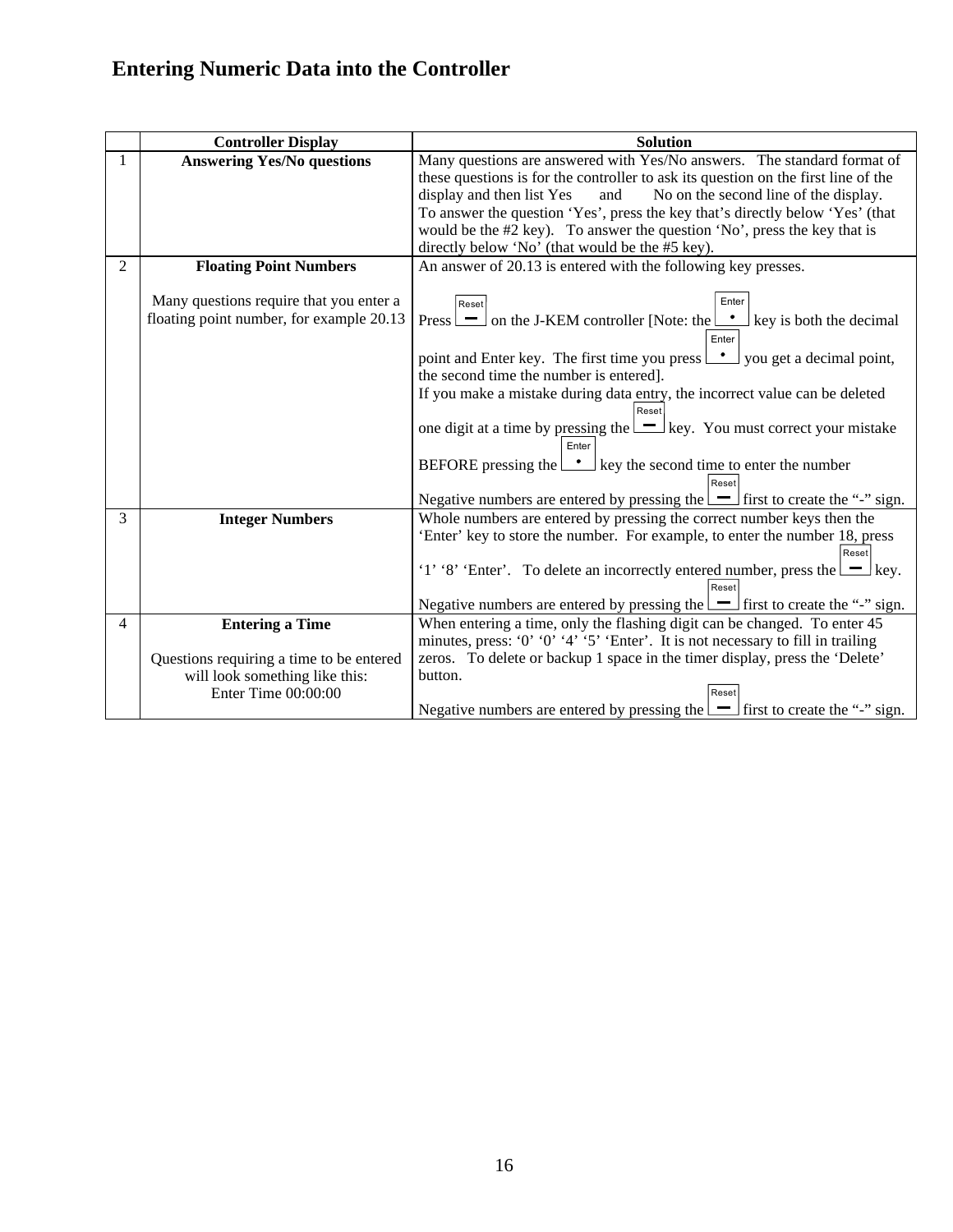## Entering Numeric Data into the Controller

| | Controller Display | Solution |
|---|---|---|
| 1 | **Answering Yes/No questions** | Many questions are answered with Yes/No answers. The standard format of these questions is for the controller to ask its question on the first line of the display and then list Yes and No on the second line of the display. To answer the question 'Yes', press the key that's directly below 'Yes' (that would be the #2 key). To answer the question 'No', press the key that is directly below 'No' (that would be the #5 key). |
| 2 | **Floating Point Numbers**<br><br>Many questions require that you enter a floating point number, for example 20.13 | An answer of 20.13 is entered with the following key presses.<br><br>Press [Reset –] on the J-KEM controller [Note: the [Enter •] key is both the decimal point and Enter key. The first time you press [Enter •] you get a decimal point, the second time the number is entered].<br>If you make a mistake during data entry, the incorrect value can be deleted one digit at a time by pressing the [Reset –] key. You must correct your mistake BEFORE pressing the [Enter •] key the second time to enter the number<br>Negative numbers are entered by pressing the [Reset –] first to create the "-" sign. |
| 3 | **Integer Numbers** | Whole numbers are entered by pressing the correct number keys then the 'Enter' key to store the number. For example, to enter the number 18, press '1' '8' 'Enter'. To delete an incorrectly entered number, press the [Reset –] key.<br>Negative numbers are entered by pressing the [Reset –] first to create the "-" sign. |
| 4 | **Entering a Time**<br><br>Questions requiring a time to be entered will look something like this:<br>Enter Time 00:00:00 | When entering a time, only the flashing digit can be changed. To enter 45 minutes, press: '0' '0' '4' '5' 'Enter'. It is not necessary to fill in trailing zeros. To delete or backup 1 space in the timer display, press the 'Delete' button.<br>Negative numbers are entered by pressing the [Reset –] first to create the "-" sign. |